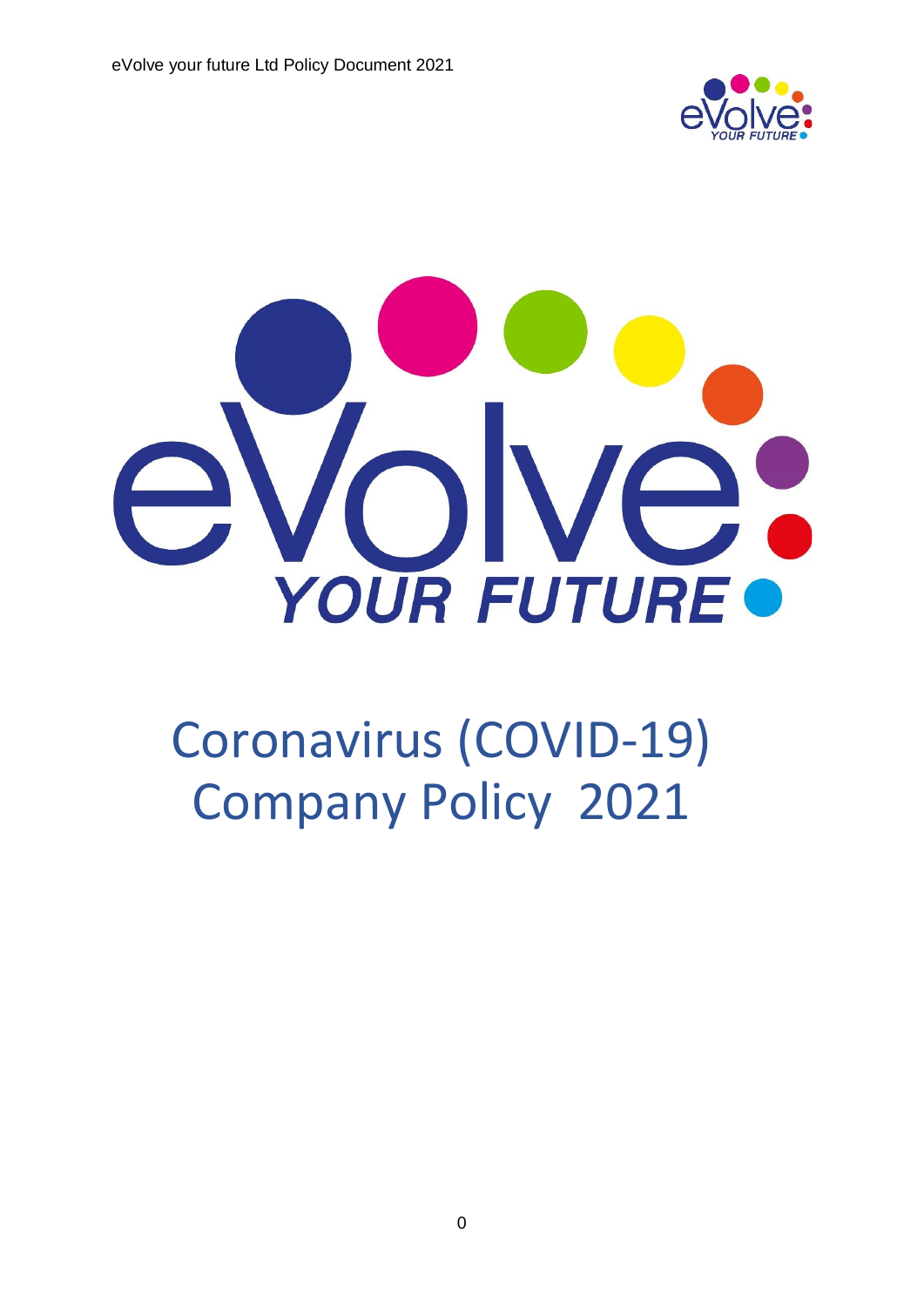# Coronavirus (COVID-19) Company Policy 2021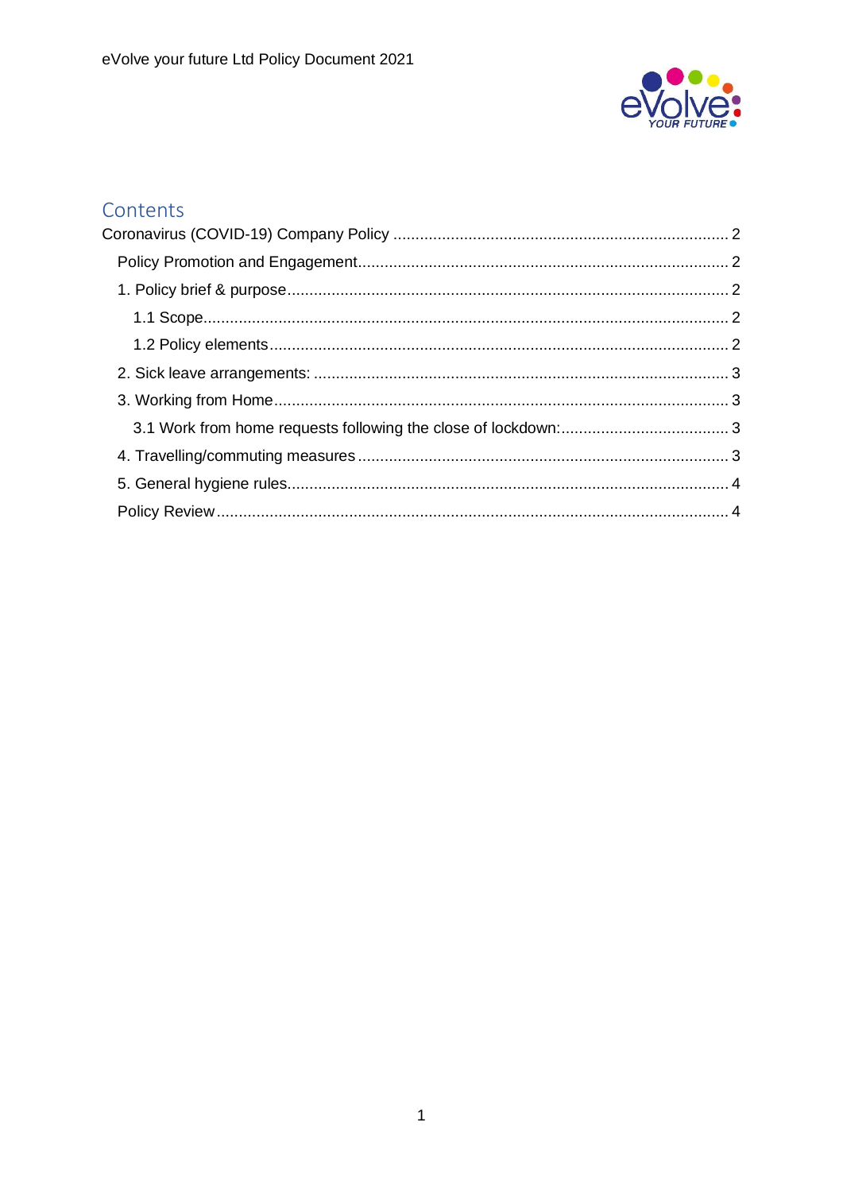# Contents

Coronavirus (COVID-19) Company Policy .......................................................................... 2

Policy Promotion and Engagement................................................................................. 2

1. Policy brief & purpose................................................................................................. 2

1.1 Scope...................................................................................................................... 2

1.2 Policy elements....................................................................................................... 2

2. Sick leave arrangements: ............................................................................................ 3

3. Working from Home..................................................................................................... 3

3.1 Work from home requests following the close of lockdown:..................................... 3

4. Travelling/commuting measures .................................................................................. 3

5. General hygiene rules.................................................................................................. 4

Policy Review .................................................................................................................. 4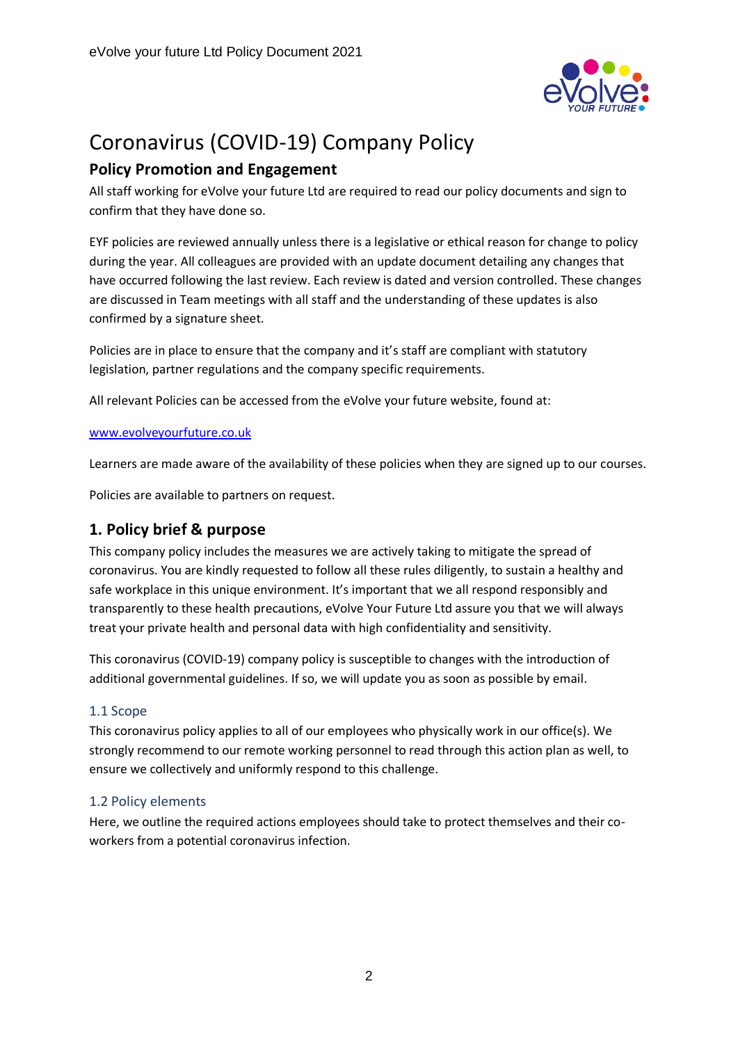# Coronavirus (COVID-19) Company Policy

## Policy Promotion and Engagement

All staff working for eVolve your future Ltd are required to read our policy documents and sign to confirm that they have done so.

EYF policies are reviewed annually unless there is a legislative or ethical reason for change to policy during the year. All colleagues are provided with an update document detailing any changes that have occurred following the last review. Each review is dated and version controlled. These changes are discussed in Team meetings with all staff and the understanding of these updates is also confirmed by a signature sheet.

Policies are in place to ensure that the company and it's staff are compliant with statutory legislation, partner regulations and the company specific requirements.

All relevant Policies can be accessed from the eVolve your future website, found at:

[www.evolveyourfuture.co.uk](http://www.evolveyourfuture.co.uk)

Learners are made aware of the availability of these policies when they are signed up to our courses.

Policies are available to partners on request.

## 1. Policy brief & purpose

This company policy includes the measures we are actively taking to mitigate the spread of coronavirus. You are kindly requested to follow all these rules diligently, to sustain a healthy and safe workplace in this unique environment. It's important that we all respond responsibly and transparently to these health precautions, eVolve Your Future Ltd assure you that we will always treat your private health and personal data with high confidentiality and sensitivity.

This coronavirus (COVID-19) company policy is susceptible to changes with the introduction of additional governmental guidelines. If so, we will update you as soon as possible by email.

### 1.1 Scope

This coronavirus policy applies to all of our employees who physically work in our office(s). We strongly recommend to our remote working personnel to read through this action plan as well, to ensure we collectively and uniformly respond to this challenge.

### 1.2 Policy elements

Here, we outline the required actions employees should take to protect themselves and their co-workers from a potential coronavirus infection.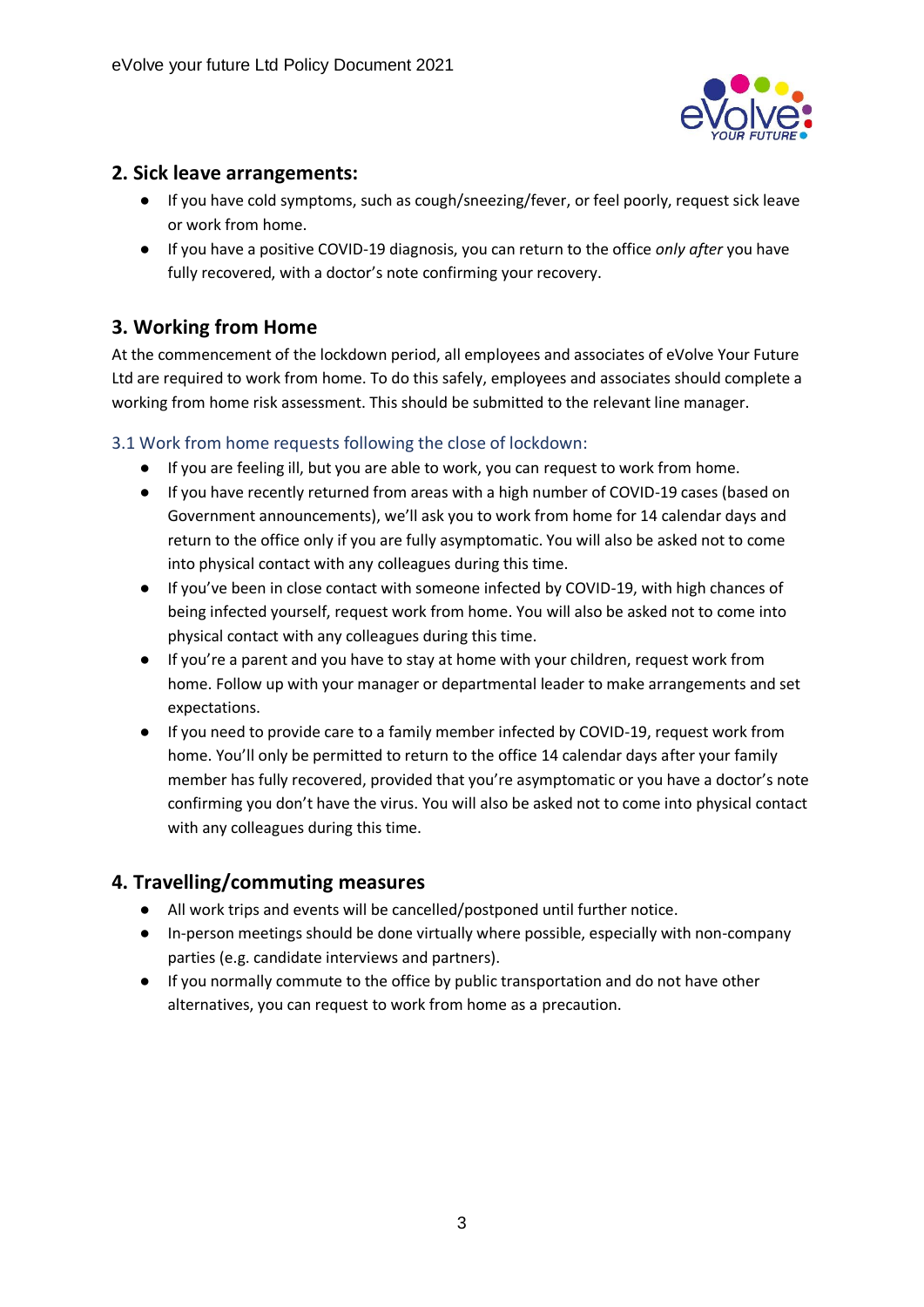## 2. Sick leave arrangements:

- If you have cold symptoms, such as cough/sneezing/fever, or feel poorly, request sick leave or work from home.
- If you have a positive COVID-19 diagnosis, you can return to the office *only after* you have fully recovered, with a doctor's note confirming your recovery.

## 3. Working from Home

At the commencement of the lockdown period, all employees and associates of eVolve Your Future Ltd are required to work from home. To do this safely, employees and associates should complete a working from home risk assessment. This should be submitted to the relevant line manager.

### 3.1 Work from home requests following the close of lockdown:

- If you are feeling ill, but you are able to work, you can request to work from home.
- If you have recently returned from areas with a high number of COVID-19 cases (based on Government announcements), we'll ask you to work from home for 14 calendar days and return to the office only if you are fully asymptomatic. You will also be asked not to come into physical contact with any colleagues during this time.
- If you've been in close contact with someone infected by COVID-19, with high chances of being infected yourself, request work from home. You will also be asked not to come into physical contact with any colleagues during this time.
- If you're a parent and you have to stay at home with your children, request work from home. Follow up with your manager or departmental leader to make arrangements and set expectations.
- If you need to provide care to a family member infected by COVID-19, request work from home. You'll only be permitted to return to the office 14 calendar days after your family member has fully recovered, provided that you're asymptomatic or you have a doctor's note confirming you don't have the virus. You will also be asked not to come into physical contact with any colleagues during this time.

## 4. Travelling/commuting measures

- All work trips and events will be cancelled/postponed until further notice.
- In-person meetings should be done virtually where possible, especially with non-company parties (e.g. candidate interviews and partners).
- If you normally commute to the office by public transportation and do not have other alternatives, you can request to work from home as a precaution.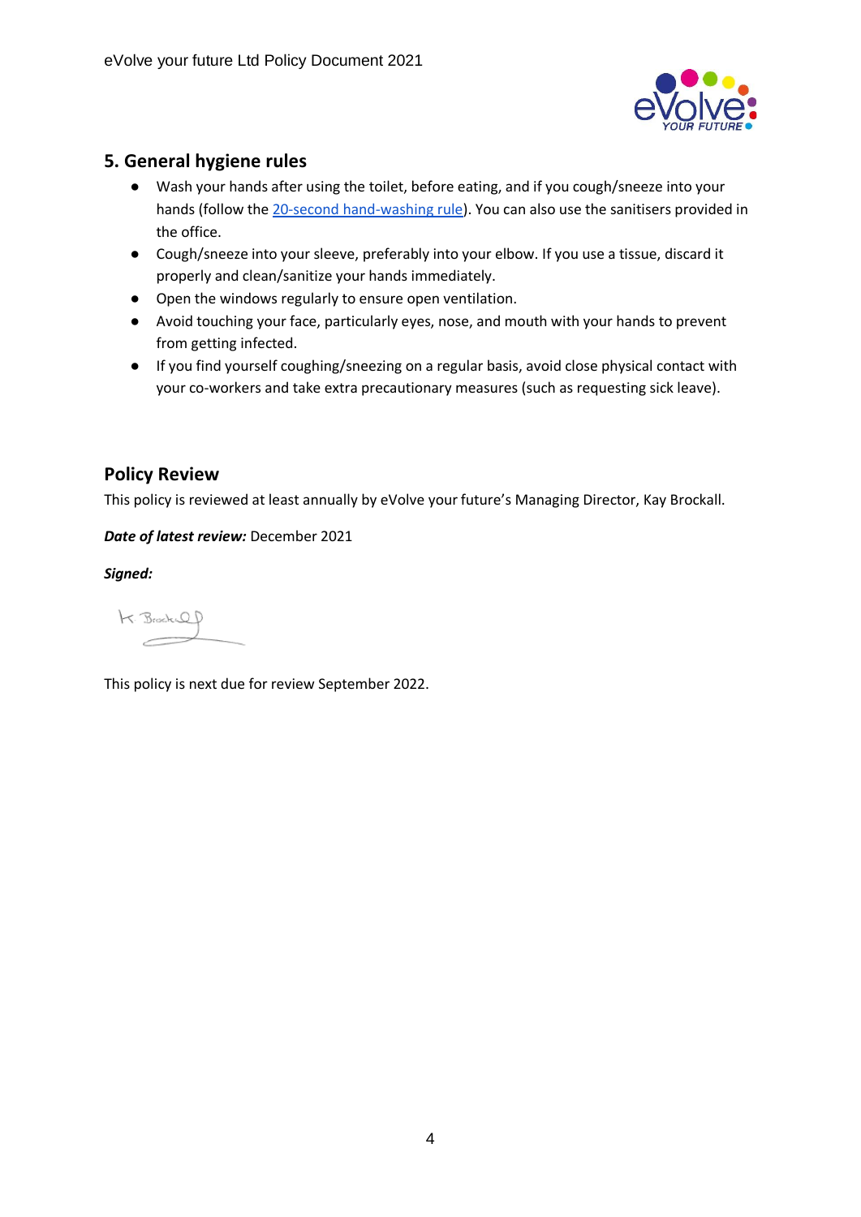## 5. General hygiene rules

- Wash your hands after using the toilet, before eating, and if you cough/sneeze into your hands (follow the 20-second hand-washing rule). You can also use the sanitisers provided in the office.
- Cough/sneeze into your sleeve, preferably into your elbow. If you use a tissue, discard it properly and clean/sanitize your hands immediately.
- Open the windows regularly to ensure open ventilation.
- Avoid touching your face, particularly eyes, nose, and mouth with your hands to prevent from getting infected.
- If you find yourself coughing/sneezing on a regular basis, avoid close physical contact with your co-workers and take extra precautionary measures (such as requesting sick leave).

## Policy Review

This policy is reviewed at least annually by eVolve your future's Managing Director, Kay Brockall.

***Date of latest review:*** December 2021

***Signed:***

K Brockall

This policy is next due for review September 2022.